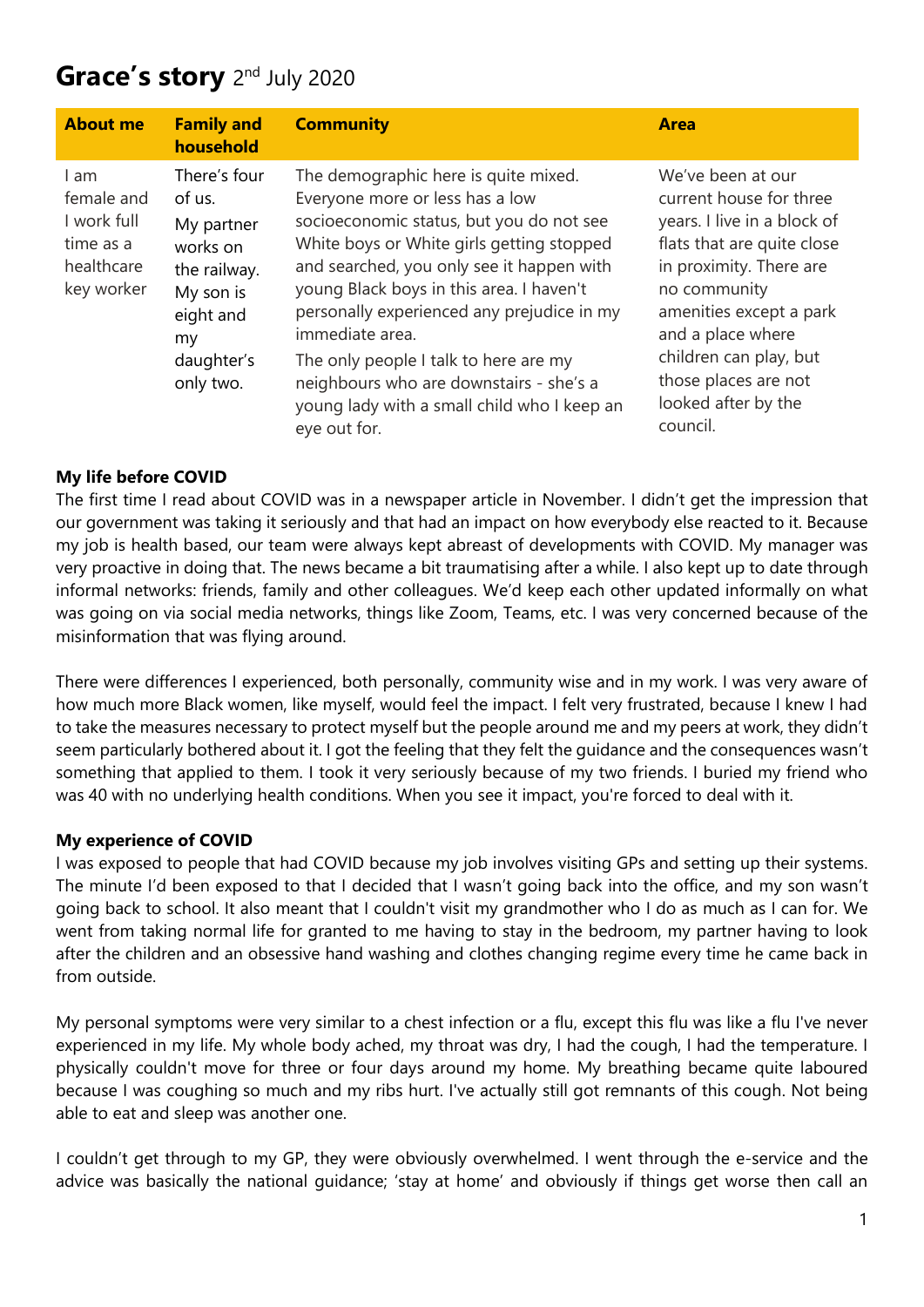# Grace's story 2nd July 2020

| About me | Family and household | Community | Area |
| --- | --- | --- | --- |
| I am female and I work full time as a healthcare key worker | There's four of us. My partner works on the railway. My son is eight and my daughter's only two. | The demographic here is quite mixed. Everyone more or less has a low socioeconomic status, but you do not see White boys or White girls getting stopped and searched, you only see it happen with young Black boys in this area. I haven't personally experienced any prejudice in my immediate area. The only people I talk to here are my neighbours who are downstairs - she's a young lady with a small child who I keep an eye out for. | We've been at our current house for three years. I live in a block of flats that are quite close in proximity. There are no community amenities except a park and a place where children can play, but those places are not looked after by the council. |

**My life before COVID**

The first time I read about COVID was in a newspaper article in November. I didn't get the impression that our government was taking it seriously and that had an impact on how everybody else reacted to it. Because my job is health based, our team were always kept abreast of developments with COVID. My manager was very proactive in doing that. The news became a bit traumatising after a while. I also kept up to date through informal networks: friends, family and other colleagues. We'd keep each other updated informally on what was going on via social media networks, things like Zoom, Teams, etc. I was very concerned because of the misinformation that was flying around.

There were differences I experienced, both personally, community wise and in my work. I was very aware of how much more Black women, like myself, would feel the impact. I felt very frustrated, because I knew I had to take the measures necessary to protect myself but the people around me and my peers at work, they didn't seem particularly bothered about it. I got the feeling that they felt the guidance and the consequences wasn't something that applied to them. I took it very seriously because of my two friends. I buried my friend who was 40 with no underlying health conditions. When you see it impact, you're forced to deal with it.

**My experience of COVID**

I was exposed to people that had COVID because my job involves visiting GPs and setting up their systems. The minute I'd been exposed to that I decided that I wasn't going back into the office, and my son wasn't going back to school. It also meant that I couldn't visit my grandmother who I do as much as I can for. We went from taking normal life for granted to me having to stay in the bedroom, my partner having to look after the children and an obsessive hand washing and clothes changing regime every time he came back in from outside.

My personal symptoms were very similar to a chest infection or a flu, except this flu was like a flu I've never experienced in my life. My whole body ached, my throat was dry, I had the cough, I had the temperature. I physically couldn't move for three or four days around my home. My breathing became quite laboured because I was coughing so much and my ribs hurt. I've actually still got remnants of this cough. Not being able to eat and sleep was another one.

I couldn't get through to my GP, they were obviously overwhelmed. I went through the e-service and the advice was basically the national guidance; 'stay at home' and obviously if things get worse then call an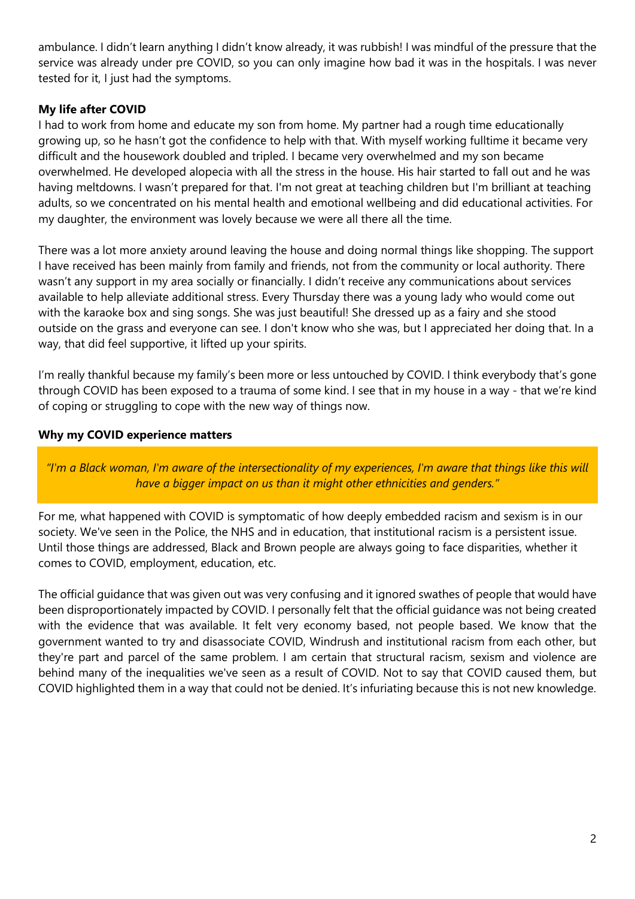ambulance. I didn't learn anything I didn't know already, it was rubbish! I was mindful of the pressure that the service was already under pre COVID, so you can only imagine how bad it was in the hospitals. I was never tested for it, I just had the symptoms.

**My life after COVID**

I had to work from home and educate my son from home. My partner had a rough time educationally growing up, so he hasn't got the confidence to help with that. With myself working fulltime it became very difficult and the housework doubled and tripled. I became very overwhelmed and my son became overwhelmed. He developed alopecia with all the stress in the house. His hair started to fall out and he was having meltdowns. I wasn't prepared for that. I'm not great at teaching children but I'm brilliant at teaching adults, so we concentrated on his mental health and emotional wellbeing and did educational activities. For my daughter, the environment was lovely because we were all there all the time.

There was a lot more anxiety around leaving the house and doing normal things like shopping. The support I have received has been mainly from family and friends, not from the community or local authority. There wasn't any support in my area socially or financially. I didn't receive any communications about services available to help alleviate additional stress. Every Thursday there was a young lady who would come out with the karaoke box and sing songs. She was just beautiful! She dressed up as a fairy and she stood outside on the grass and everyone can see. I don't know who she was, but I appreciated her doing that. In a way, that did feel supportive, it lifted up your spirits.

I'm really thankful because my family's been more or less untouched by COVID. I think everybody that's gone through COVID has been exposed to a trauma of some kind. I see that in my house in a way - that we're kind of coping or struggling to cope with the new way of things now.

**Why my COVID experience matters**

> *"I'm a Black woman, I'm aware of the intersectionality of my experiences, I'm aware that things like this will have a bigger impact on us than it might other ethnicities and genders."*

For me, what happened with COVID is symptomatic of how deeply embedded racism and sexism is in our society. We've seen in the Police, the NHS and in education, that institutional racism is a persistent issue. Until those things are addressed, Black and Brown people are always going to face disparities, whether it comes to COVID, employment, education, etc.

The official guidance that was given out was very confusing and it ignored swathes of people that would have been disproportionately impacted by COVID. I personally felt that the official guidance was not being created with the evidence that was available. It felt very economy based, not people based. We know that the government wanted to try and disassociate COVID, Windrush and institutional racism from each other, but they're part and parcel of the same problem. I am certain that structural racism, sexism and violence are behind many of the inequalities we've seen as a result of COVID. Not to say that COVID caused them, but COVID highlighted them in a way that could not be denied. It's infuriating because this is not new knowledge.